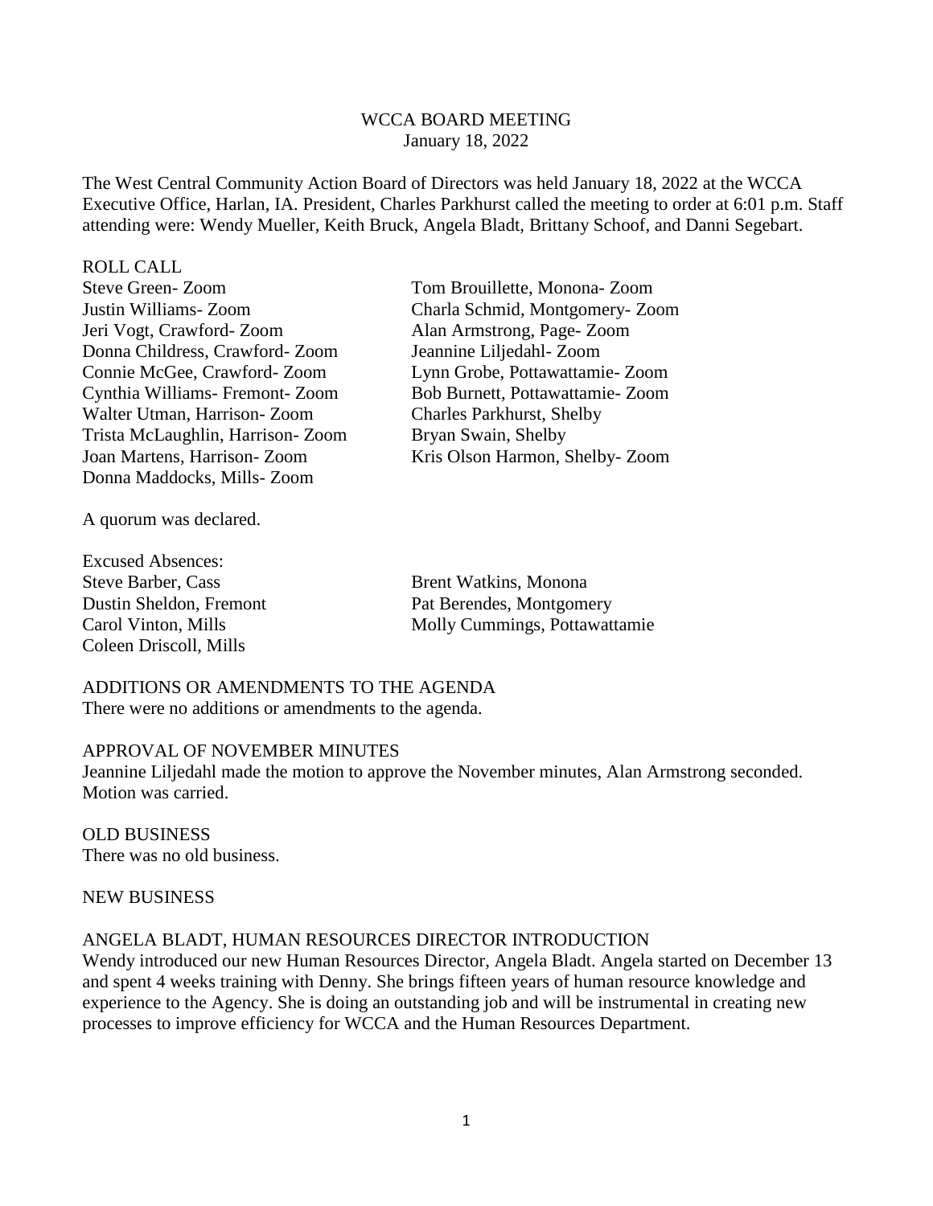# WCCA BOARD MEETING

January 18, 2022

The West Central Community Action Board of Directors was held January 18, 2022 at the WCCA Executive Office, Harlan, IA. President, Charles Parkhurst called the meeting to order at 6:01 p.m. Staff attending were: Wendy Mueller, Keith Bruck, Angela Bladt, Brittany Schoof, and Danni Segebart.

## ROLL CALL

Steve Green- Zoom
Justin Williams- Zoom
Jeri Vogt, Crawford- Zoom
Donna Childress, Crawford- Zoom
Connie McGee, Crawford- Zoom
Cynthia Williams- Fremont- Zoom
Walter Utman, Harrison- Zoom
Trista McLaughlin, Harrison- Zoom
Joan Martens, Harrison- Zoom
Donna Maddocks, Mills- Zoom
Tom Brouillette, Monona- Zoom
Charla Schmid, Montgomery- Zoom
Alan Armstrong, Page- Zoom
Jeannine Liljedahl- Zoom
Lynn Grobe, Pottawattamie- Zoom
Bob Burnett, Pottawattamie- Zoom
Charles Parkhurst, Shelby
Bryan Swain, Shelby
Kris Olson Harmon, Shelby- Zoom

A quorum was declared.

Excused Absences:
Steve Barber, Cass
Dustin Sheldon, Fremont
Carol Vinton, Mills
Coleen Driscoll, Mills
Brent Watkins, Monona
Pat Berendes, Montgomery
Molly Cummings, Pottawattamie

## ADDITIONS OR AMENDMENTS TO THE AGENDA

There were no additions or amendments to the agenda.

## APPROVAL OF NOVEMBER MINUTES

Jeannine Liljedahl made the motion to approve the November minutes, Alan Armstrong seconded. Motion was carried.

## OLD BUSINESS

There was no old business.

## NEW BUSINESS

### ANGELA BLADT, HUMAN RESOURCES DIRECTOR INTRODUCTION

Wendy introduced our new Human Resources Director, Angela Bladt. Angela started on December 13 and spent 4 weeks training with Denny. She brings fifteen years of human resource knowledge and experience to the Agency. She is doing an outstanding job and will be instrumental in creating new processes to improve efficiency for WCCA and the Human Resources Department.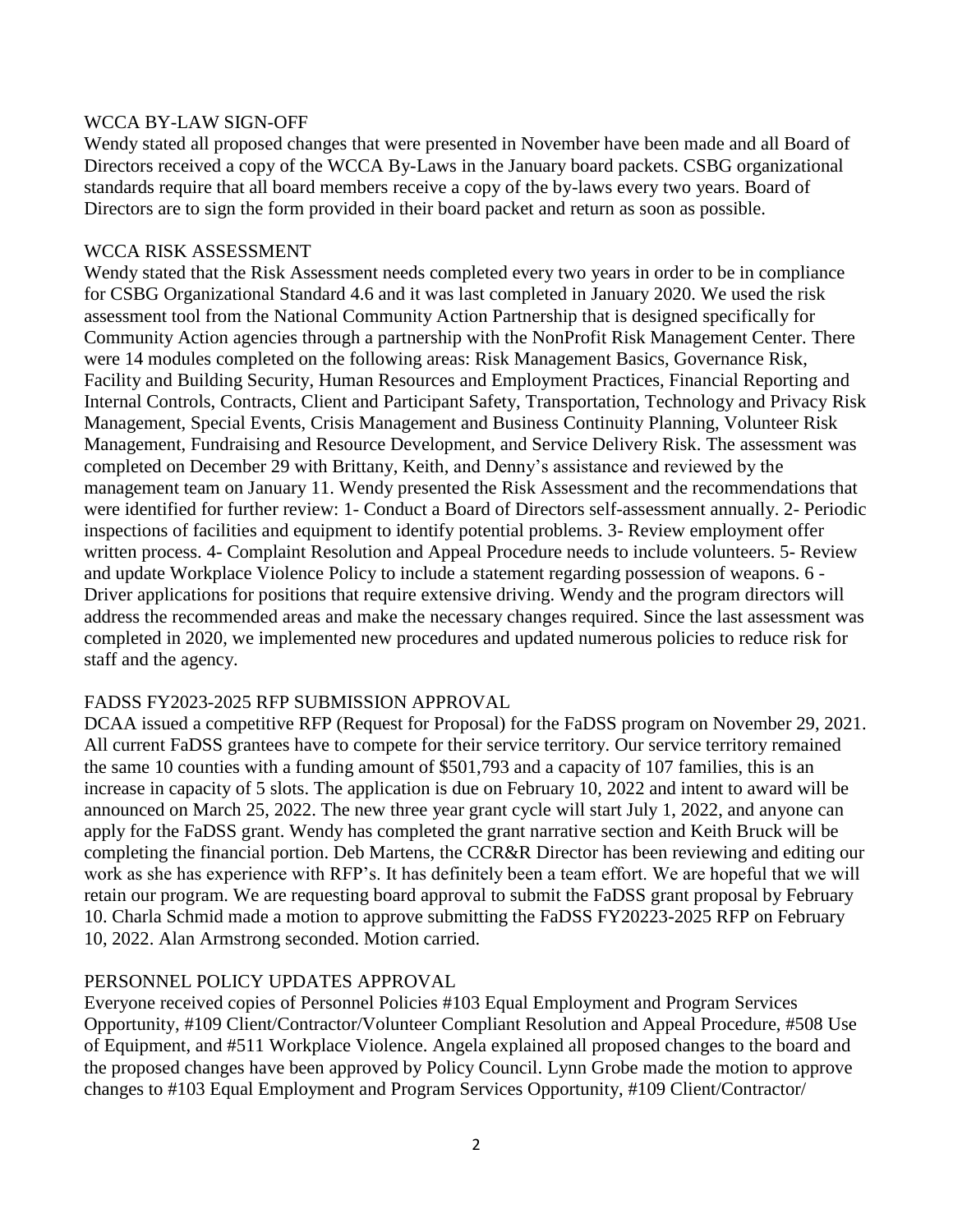## WCCA BY-LAW SIGN-OFF

Wendy stated all proposed changes that were presented in November have been made and all Board of Directors received a copy of the WCCA By-Laws in the January board packets. CSBG organizational standards require that all board members receive a copy of the by-laws every two years. Board of Directors are to sign the form provided in their board packet and return as soon as possible.

## WCCA RISK ASSESSMENT

Wendy stated that the Risk Assessment needs completed every two years in order to be in compliance for CSBG Organizational Standard 4.6 and it was last completed in January 2020. We used the risk assessment tool from the National Community Action Partnership that is designed specifically for Community Action agencies through a partnership with the NonProfit Risk Management Center. There were 14 modules completed on the following areas: Risk Management Basics, Governance Risk, Facility and Building Security, Human Resources and Employment Practices, Financial Reporting and Internal Controls, Contracts, Client and Participant Safety, Transportation, Technology and Privacy Risk Management, Special Events, Crisis Management and Business Continuity Planning, Volunteer Risk Management, Fundraising and Resource Development, and Service Delivery Risk. The assessment was completed on December 29 with Brittany, Keith, and Denny's assistance and reviewed by the management team on January 11. Wendy presented the Risk Assessment and the recommendations that were identified for further review: 1- Conduct a Board of Directors self-assessment annually. 2- Periodic inspections of facilities and equipment to identify potential problems. 3- Review employment offer written process. 4- Complaint Resolution and Appeal Procedure needs to include volunteers. 5- Review and update Workplace Violence Policy to include a statement regarding possession of weapons. 6 - Driver applications for positions that require extensive driving. Wendy and the program directors will address the recommended areas and make the necessary changes required. Since the last assessment was completed in 2020, we implemented new procedures and updated numerous policies to reduce risk for staff and the agency.

## FADSS FY2023-2025 RFP SUBMISSION APPROVAL

DCAA issued a competitive RFP (Request for Proposal) for the FaDSS program on November 29, 2021. All current FaDSS grantees have to compete for their service territory. Our service territory remained the same 10 counties with a funding amount of $501,793 and a capacity of 107 families, this is an increase in capacity of 5 slots. The application is due on February 10, 2022 and intent to award will be announced on March 25, 2022. The new three year grant cycle will start July 1, 2022, and anyone can apply for the FaDSS grant. Wendy has completed the grant narrative section and Keith Bruck will be completing the financial portion. Deb Martens, the CCR&R Director has been reviewing and editing our work as she has experience with RFP's. It has definitely been a team effort. We are hopeful that we will retain our program. We are requesting board approval to submit the FaDSS grant proposal by February 10. Charla Schmid made a motion to approve submitting the FaDSS FY20223-2025 RFP on February 10, 2022. Alan Armstrong seconded. Motion carried.

## PERSONNEL POLICY UPDATES APPROVAL

Everyone received copies of Personnel Policies #103 Equal Employment and Program Services Opportunity, #109 Client/Contractor/Volunteer Compliant Resolution and Appeal Procedure, #508 Use of Equipment, and #511 Workplace Violence. Angela explained all proposed changes to the board and the proposed changes have been approved by Policy Council. Lynn Grobe made the motion to approve changes to #103 Equal Employment and Program Services Opportunity, #109 Client/Contractor/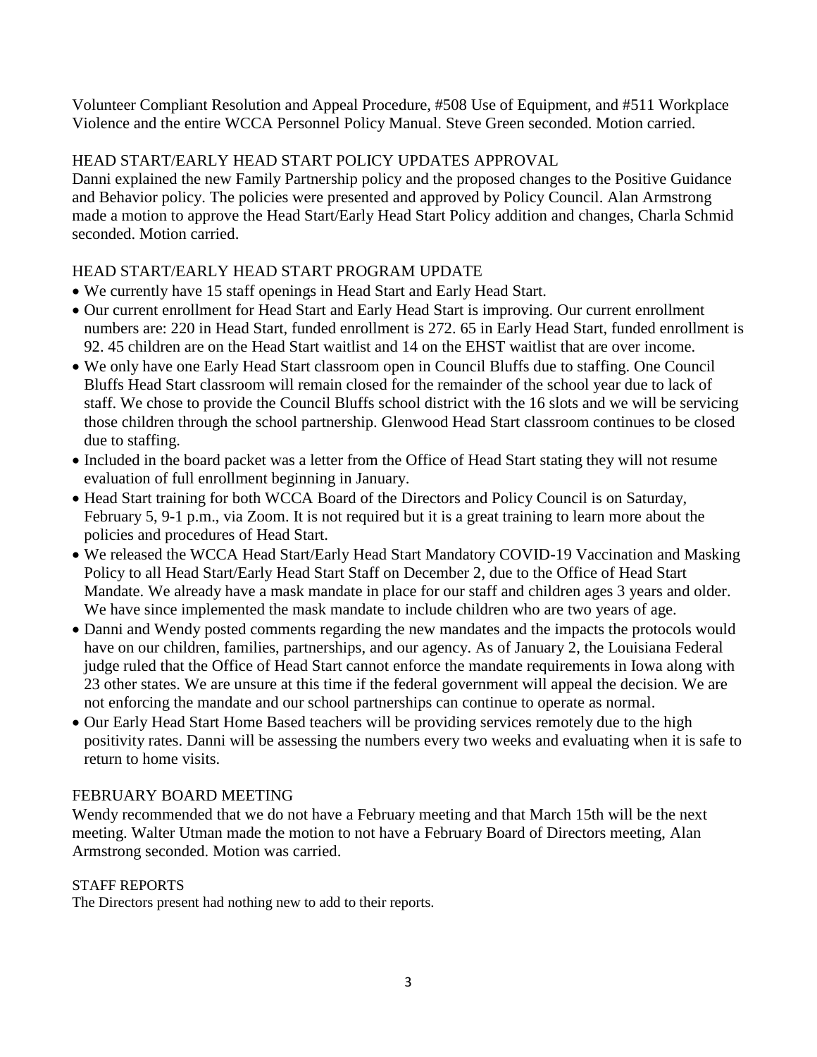Volunteer Compliant Resolution and Appeal Procedure, #508 Use of Equipment, and #511 Workplace Violence and the entire WCCA Personnel Policy Manual. Steve Green seconded. Motion carried.

## HEAD START/EARLY HEAD START POLICY UPDATES APPROVAL

Danni explained the new Family Partnership policy and the proposed changes to the Positive Guidance and Behavior policy. The policies were presented and approved by Policy Council. Alan Armstrong made a motion to approve the Head Start/Early Head Start Policy addition and changes, Charla Schmid seconded. Motion carried.

## HEAD START/EARLY HEAD START PROGRAM UPDATE

- We currently have 15 staff openings in Head Start and Early Head Start.
- Our current enrollment for Head Start and Early Head Start is improving. Our current enrollment numbers are: 220 in Head Start, funded enrollment is 272. 65 in Early Head Start, funded enrollment is 92. 45 children are on the Head Start waitlist and 14 on the EHST waitlist that are over income.
- We only have one Early Head Start classroom open in Council Bluffs due to staffing. One Council Bluffs Head Start classroom will remain closed for the remainder of the school year due to lack of staff. We chose to provide the Council Bluffs school district with the 16 slots and we will be servicing those children through the school partnership. Glenwood Head Start classroom continues to be closed due to staffing.
- Included in the board packet was a letter from the Office of Head Start stating they will not resume evaluation of full enrollment beginning in January.
- Head Start training for both WCCA Board of the Directors and Policy Council is on Saturday, February 5, 9-1 p.m., via Zoom. It is not required but it is a great training to learn more about the policies and procedures of Head Start.
- We released the WCCA Head Start/Early Head Start Mandatory COVID-19 Vaccination and Masking Policy to all Head Start/Early Head Start Staff on December 2, due to the Office of Head Start Mandate. We already have a mask mandate in place for our staff and children ages 3 years and older. We have since implemented the mask mandate to include children who are two years of age.
- Danni and Wendy posted comments regarding the new mandates and the impacts the protocols would have on our children, families, partnerships, and our agency. As of January 2, the Louisiana Federal judge ruled that the Office of Head Start cannot enforce the mandate requirements in Iowa along with 23 other states. We are unsure at this time if the federal government will appeal the decision. We are not enforcing the mandate and our school partnerships can continue to operate as normal.
- Our Early Head Start Home Based teachers will be providing services remotely due to the high positivity rates. Danni will be assessing the numbers every two weeks and evaluating when it is safe to return to home visits.

## FEBRUARY BOARD MEETING

Wendy recommended that we do not have a February meeting and that March 15th will be the next meeting. Walter Utman made the motion to not have a February Board of Directors meeting, Alan Armstrong seconded. Motion was carried.

## STAFF REPORTS

The Directors present had nothing new to add to their reports.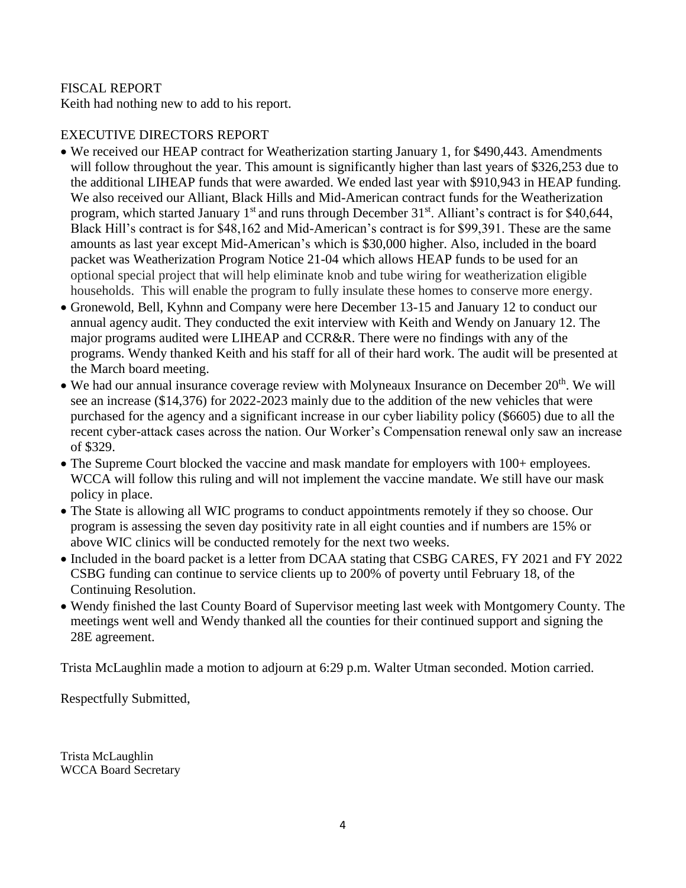FISCAL REPORT

Keith had nothing new to add to his report.

EXECUTIVE DIRECTORS REPORT

- We received our HEAP contract for Weatherization starting January 1, for $490,443. Amendments will follow throughout the year. This amount is significantly higher than last years of $326,253 due to the additional LIHEAP funds that were awarded. We ended last year with $910,943 in HEAP funding. We also received our Alliant, Black Hills and Mid-American contract funds for the Weatherization program, which started January 1st and runs through December 31st. Alliant's contract is for $40,644, Black Hill's contract is for $48,162 and Mid-American's contract is for $99,391. These are the same amounts as last year except Mid-American's which is $30,000 higher. Also, included in the board packet was Weatherization Program Notice 21-04 which allows HEAP funds to be used for an optional special project that will help eliminate knob and tube wiring for weatherization eligible households. This will enable the program to fully insulate these homes to conserve more energy.
- Gronewold, Bell, Kyhnn and Company were here December 13-15 and January 12 to conduct our annual agency audit. They conducted the exit interview with Keith and Wendy on January 12. The major programs audited were LIHEAP and CCR&R. There were no findings with any of the programs. Wendy thanked Keith and his staff for all of their hard work. The audit will be presented at the March board meeting.
- We had our annual insurance coverage review with Molyneaux Insurance on December 20th. We will see an increase ($14,376) for 2022-2023 mainly due to the addition of the new vehicles that were purchased for the agency and a significant increase in our cyber liability policy ($6605) due to all the recent cyber-attack cases across the nation. Our Worker's Compensation renewal only saw an increase of $329.
- The Supreme Court blocked the vaccine and mask mandate for employers with 100+ employees. WCCA will follow this ruling and will not implement the vaccine mandate. We still have our mask policy in place.
- The State is allowing all WIC programs to conduct appointments remotely if they so choose. Our program is assessing the seven day positivity rate in all eight counties and if numbers are 15% or above WIC clinics will be conducted remotely for the next two weeks.
- Included in the board packet is a letter from DCAA stating that CSBG CARES, FY 2021 and FY 2022 CSBG funding can continue to service clients up to 200% of poverty until February 18, of the Continuing Resolution.
- Wendy finished the last County Board of Supervisor meeting last week with Montgomery County. The meetings went well and Wendy thanked all the counties for their continued support and signing the 28E agreement.

Trista McLaughlin made a motion to adjourn at 6:29 p.m. Walter Utman seconded. Motion carried.

Respectfully Submitted,

Trista McLaughlin
WCCA Board Secretary